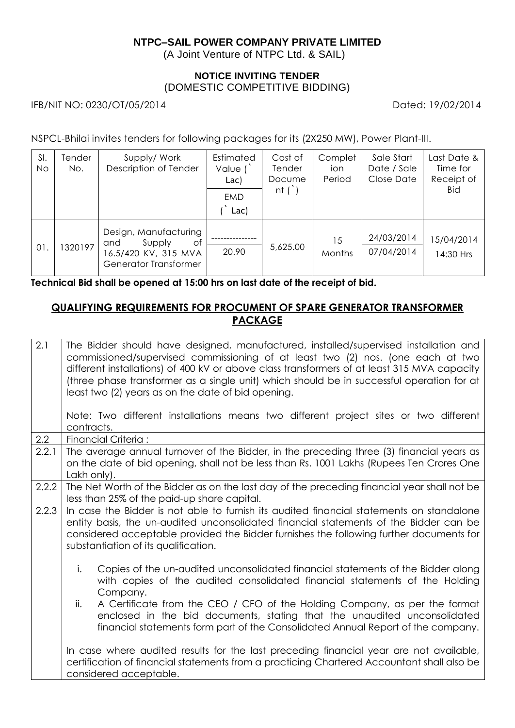**NTPC–SAIL POWER COMPANY PRIVATE LIMITED**

(A Joint Venture of NTPC Ltd. & SAIL)

**NOTICE INVITING TENDER**

(DOMESTIC COMPETITIVE BIDDING)

IFB/NIT NO: 0230/OT/05/2014 Dated: 19/02/2014

NSPCL-Bhilai invites tenders for following packages for its (2X250 MW), Power Plant-III.

| Sl. No | Tender No. | Supply/ Work Description of Tender | Estimated Value (` Lac) / EMD (` Lac) | Cost of Tender Document (`) | Completion Period | Sale Start Date / Sale Close Date | Last Date & Time for Receipt of Bid |
|---|---|---|---|---|---|---|---|
| 01. | 1320197 | Design, Manufacturing and Supply of 16.5/420 KV, 315 MVA Generator Transformer | --------------- / 20.90 | 5,625.00 | 15 Months | 24/03/2014 / 07/04/2014 | 15/04/2014 14:30 Hrs |

**Technical Bid shall be opened at 15:00 hrs on last date of the receipt of bid.**

## QUALIFYING REQUIREMENTS FOR PROCUMENT OF SPARE GENERATOR TRANSFORMER PACKAGE

| | |
|---|---|
| 2.1 | The Bidder should have designed, manufactured, installed/supervised installation and commissioned/supervised commissioning of at least two (2) nos. (one each at two different installations) of 400 kV or above class transformers of at least 315 MVA capacity (three phase transformer as a single unit) which should be in successful operation for at least two (2) years as on the date of bid opening.<br><br>Note: Two different installations means two different project sites or two different contracts. |
| 2.2 | Financial Criteria : |
| 2.2.1 | The average annual turnover of the Bidder, in the preceding three (3) financial years as on the date of bid opening, shall not be less than Rs. 1001 Lakhs (Rupees Ten Crores One Lakh only). |
| 2.2.2 | The Net Worth of the Bidder as on the last day of the preceding financial year shall not be less than 25% of the paid-up share capital. |
| 2.2.3 | In case the Bidder is not able to furnish its audited financial statements on standalone entity basis, the un-audited unconsolidated financial statements of the Bidder can be considered acceptable provided the Bidder furnishes the following further documents for substantiation of its qualification.<br><br>i. Copies of the un-audited unconsolidated financial statements of the Bidder along with copies of the audited consolidated financial statements of the Holding Company.<br>ii. A Certificate from the CEO / CFO of the Holding Company, as per the format enclosed in the bid documents, stating that the unaudited unconsolidated financial statements form part of the Consolidated Annual Report of the company.<br><br>In case where audited results for the last preceding financial year are not available, certification of financial statements from a practicing Chartered Accountant shall also be considered acceptable. |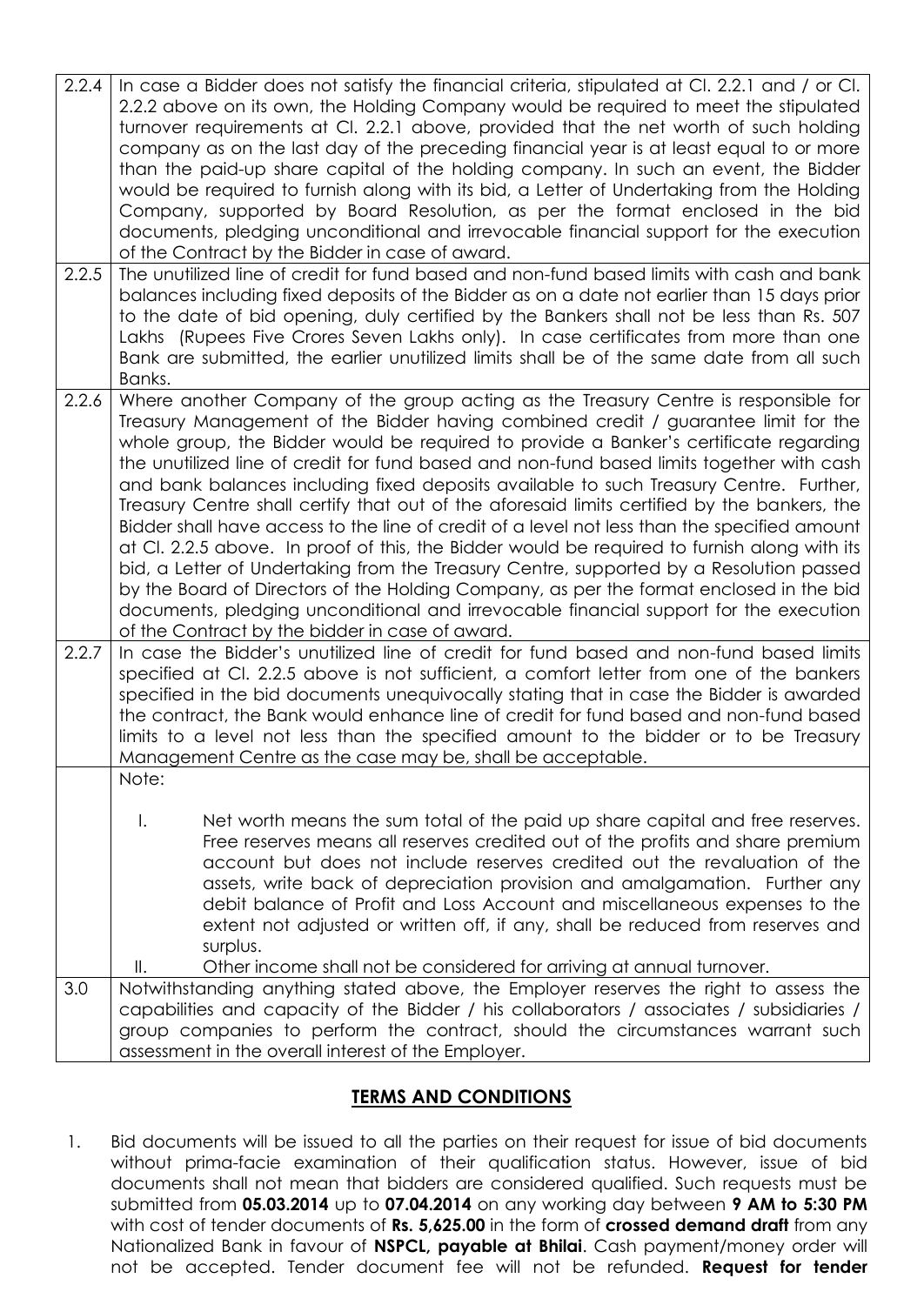| | |
|---|---|
| 2.2.4 | In case a Bidder does not satisfy the financial criteria, stipulated at Cl. 2.2.1 and / or Cl. 2.2.2 above on its own, the Holding Company would be required to meet the stipulated turnover requirements at Cl. 2.2.1 above, provided that the net worth of such holding company as on the last day of the preceding financial year is at least equal to or more than the paid-up share capital of the holding company. In such an event, the Bidder would be required to furnish along with its bid, a Letter of Undertaking from the Holding Company, supported by Board Resolution, as per the format enclosed in the bid documents, pledging unconditional and irrevocable financial support for the execution of the Contract by the Bidder in case of award. |
| 2.2.5 | The unutilized line of credit for fund based and non-fund based limits with cash and bank balances including fixed deposits of the Bidder as on a date not earlier than 15 days prior to the date of bid opening, duly certified by the Bankers shall not be less than Rs. 507 Lakhs (Rupees Five Crores Seven Lakhs only). In case certificates from more than one Bank are submitted, the earlier unutilized limits shall be of the same date from all such Banks. |
| 2.2.6 | Where another Company of the group acting as the Treasury Centre is responsible for Treasury Management of the Bidder having combined credit / guarantee limit for the whole group, the Bidder would be required to provide a Banker's certificate regarding the unutilized line of credit for fund based and non-fund based limits together with cash and bank balances including fixed deposits available to such Treasury Centre. Further, Treasury Centre shall certify that out of the aforesaid limits certified by the bankers, the Bidder shall have access to the line of credit of a level not less than the specified amount at Cl. 2.2.5 above. In proof of this, the Bidder would be required to furnish along with its bid, a Letter of Undertaking from the Treasury Centre, supported by a Resolution passed by the Board of Directors of the Holding Company, as per the format enclosed in the bid documents, pledging unconditional and irrevocable financial support for the execution of the Contract by the bidder in case of award. |
| 2.2.7 | In case the Bidder's unutilized line of credit for fund based and non-fund based limits specified at Cl. 2.2.5 above is not sufficient, a comfort letter from one of the bankers specified in the bid documents unequivocally stating that in case the Bidder is awarded the contract, the Bank would enhance line of credit for fund based and non-fund based limits to a level not less than the specified amount to the bidder or to be Treasury Management Centre as the case may be, shall be acceptable. |
| | Note:<br><br>I. Net worth means the sum total of the paid up share capital and free reserves. Free reserves means all reserves credited out of the profits and share premium account but does not include reserves credited out the revaluation of the assets, write back of depreciation provision and amalgamation. Further any debit balance of Profit and Loss Account and miscellaneous expenses to the extent not adjusted or written off, if any, shall be reduced from reserves and surplus.<br>II. Other income shall not be considered for arriving at annual turnover. |
| 3.0 | Notwithstanding anything stated above, the Employer reserves the right to assess the capabilities and capacity of the Bidder / his collaborators / associates / subsidiaries / group companies to perform the contract, should the circumstances warrant such assessment in the overall interest of the Employer. |

## TERMS AND CONDITIONS

1. Bid documents will be issued to all the parties on their request for issue of bid documents without prima-facie examination of their qualification status. However, issue of bid documents shall not mean that bidders are considered qualified. Such requests must be submitted from **05.03.2014** up to **07.04.2014** on any working day between **9 AM to 5:30 PM** with cost of tender documents of **Rs. 5,625.00** in the form of **crossed demand draft** from any Nationalized Bank in favour of **NSPCL, payable at Bhilai**. Cash payment/money order will not be accepted. Tender document fee will not be refunded. **Request for tender**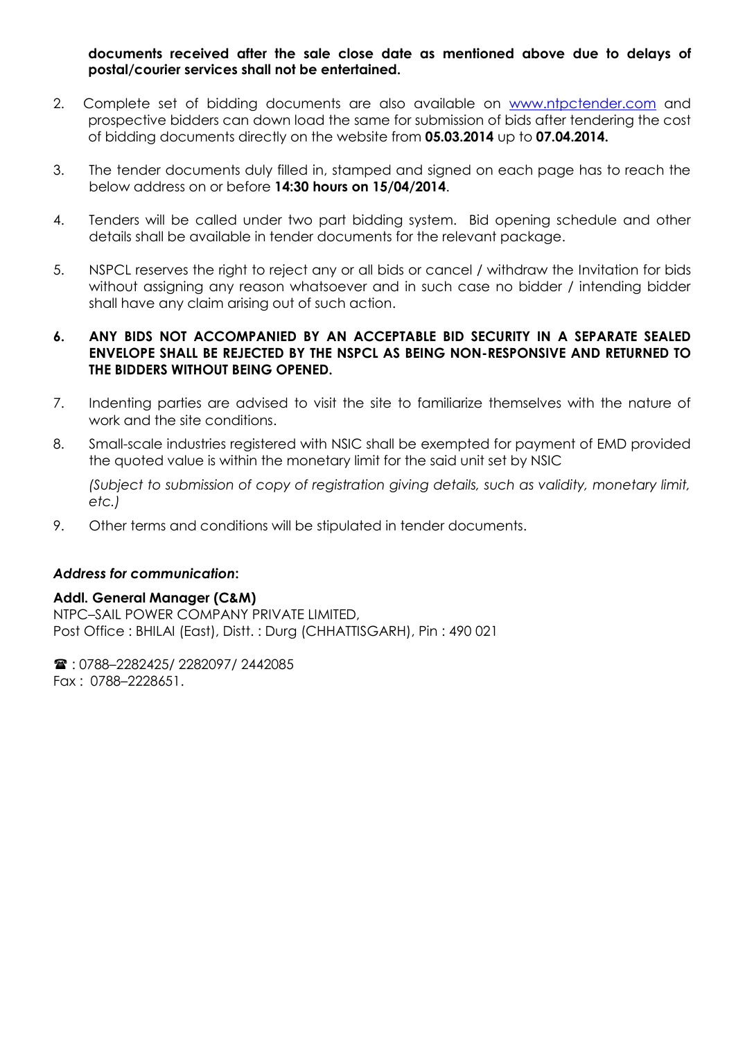**documents received after the sale close date as mentioned above due to delays of postal/courier services shall not be entertained.**

2. Complete set of bidding documents are also available on www.ntpctender.com and prospective bidders can down load the same for submission of bids after tendering the cost of bidding documents directly on the website from **05.03.2014** up to **07.04.2014.**

3. The tender documents duly filled in, stamped and signed on each page has to reach the below address on or before **14:30 hours on 15/04/2014**.

4. Tenders will be called under two part bidding system. Bid opening schedule and other details shall be available in tender documents for the relevant package.

5. NSPCL reserves the right to reject any or all bids or cancel / withdraw the Invitation for bids without assigning any reason whatsoever and in such case no bidder / intending bidder shall have any claim arising out of such action.

6. **ANY BIDS NOT ACCOMPANIED BY AN ACCEPTABLE BID SECURITY IN A SEPARATE SEALED ENVELOPE SHALL BE REJECTED BY THE NSPCL AS BEING NON-RESPONSIVE AND RETURNED TO THE BIDDERS WITHOUT BEING OPENED.**

7. Indenting parties are advised to visit the site to familiarize themselves with the nature of work and the site conditions.

8. Small-scale industries registered with NSIC shall be exempted for payment of EMD provided the quoted value is within the monetary limit for the said unit set by NSIC

   *(Subject to submission of copy of registration giving details, such as validity, monetary limit, etc.)*

9. Other terms and conditions will be stipulated in tender documents.

***Address for communication*:**

**Addl. General Manager (C&M)**
NTPC–SAIL POWER COMPANY PRIVATE LIMITED,
Post Office : BHILAI (East), Distt. : Durg (CHHATTISGARH), Pin : 490 021

☎ : 0788–2282425/ 2282097/ 2442085
Fax : 0788–2228651.